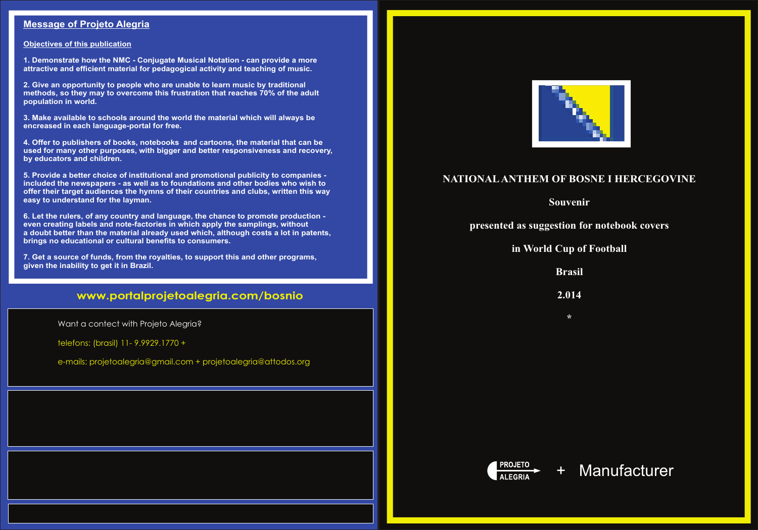## Message of Projeto Alegria

### Objectives of this publication

1. Demonstrate how the NMC - Conjugate Musical Notation - can provide a more attractive and efficient material for pedagogical activity and teaching of music.

2. Give an opportunity to people who are unable to learn music by traditional methods, so they may to overcome this frustration that reaches 70% of the adult population in world.

3. Make available to schools around the world the material which will always be encreased in each language-portal for free.

4. Offer to publishers of books, notebooks and cartoons, the material that can be used for many other purposes, with bigger and better responsiveness and recovery, by educators and children.

5. Provide a better choice of institutional and promotional publicity to companies - included the newspapers - as well as to foundations and other bodies who wish to offer their target audiences the hymns of their countries and clubs, written this way easy to understand for the layman.

6. Let the rulers, of any country and language, the chance to promote production - even creating labels and note-factories in which apply the samplings, without a doubt better than the material already used which, although costs a lot in patents, brings no educational or cultural benefits to consumers.

7. Get a source of funds, from the royalties, to support this and other programs, given the inability to get it in Brazil.

**www.portalprojetoalegria.com/bosnio**

Want a contect with Projeto Alegria?

telefons: (brasil) 11- 9.9929.1770 +

e-mails: projetoalegria@gmail.com + projetoalegria@attodos.org

**NATIONAL ANTHEM OF BOSNE I HERCEGOVINE**

**Souvenir**

**presented as suggestion for notebook covers**

**in World Cup of Football**

**Brasil**

**2.014**

*

PROJETO ALEGRIA + Manufacturer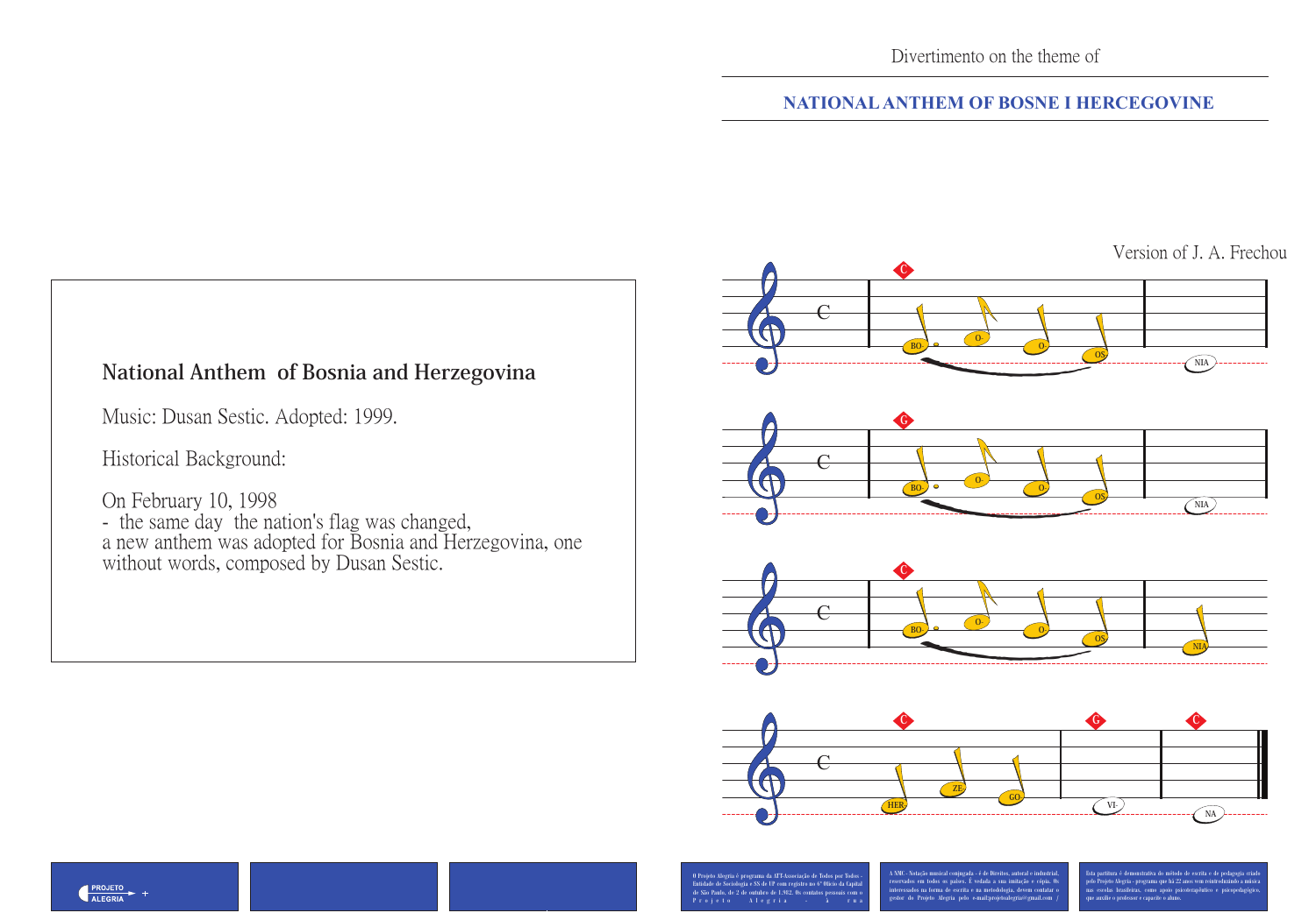Divertimento on the theme of

## NATIONAL ANTHEM OF BOSNE I HERCEGOVINE

Version of J. A. Frechou

## National Anthem of Bosnia and Herzegovina

Music: Dusan Sestic. Adopted: 1999.

Historical Background:

On February 10, 1998
- the same day the nation's flag was changed,
a new anthem was adopted for Bosnia and Herzegovina, one without words, composed by Dusan Sestic.

C

BO O- O OS NIA

G

BO O- O OS NIA

C

BO O- O OS NIA

C G C

HER ZE GO VI- NA

PROJETO ALEGRIA +

O Projeto Alegria é programa da ATT-Associação de Todos por Todos - Entidade de Sociologia e SS de UP com registro no 6º Ofício da Capital de São Paulo, de 2 de outubro de 1.982. Os contatos pessoais com o Projeto Alegria - à rua

A NMC - Notação musical conjugada - é de Direitos, autoral e industrial, reservados em todos os países. É vedada a sua imitação e cópia. Os interessados na forma de escrita e na metodologia, devem contatar o gestor do Projeto Alegria pelo e-mail:projetoalegria@gmail.com /

Esta partitura é demonstrativa do método de escrita e de pedagogia criado pelo Projeto Alegria - programa que há 22 anos vem reintroduzindo a música nas escolas brasileiras, como apoio psicoterapêutico e psicopedagógico, que auxilia o professor e capacita o aluno.